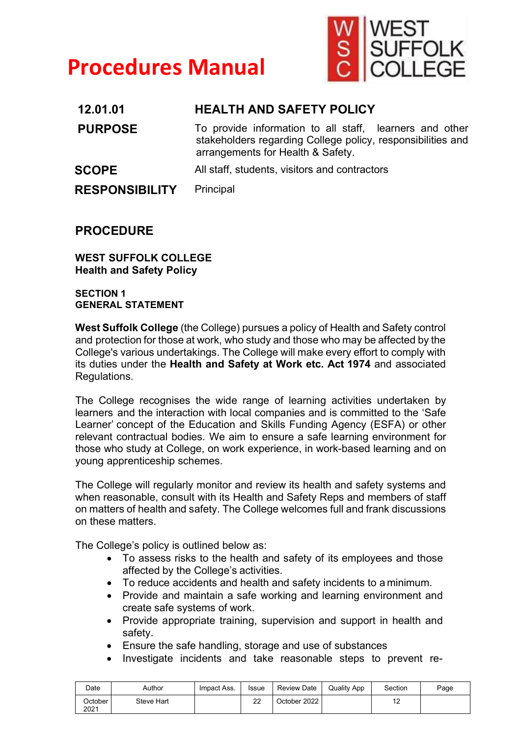# Procedures Manual

WEST SUFFOLK COLLEGE

| | |
|---|---|
| **12.01.01** | **HEALTH AND SAFETY POLICY** |
| **PURPOSE** | To provide information to all staff, learners and other stakeholders regarding College policy, responsibilities and arrangements for Health & Safety. |
| **SCOPE** | All staff, students, visitors and contractors |
| **RESPONSIBILITY** | Principal |

## PROCEDURE

**WEST SUFFOLK COLLEGE**
**Health and Safety Policy**

**SECTION 1**
**GENERAL STATEMENT**

**West Suffolk College** (the College) pursues a policy of Health and Safety control and protection for those at work, who study and those who may be affected by the College's various undertakings. The College will make every effort to comply with its duties under the **Health and Safety at Work etc. Act 1974** and associated Regulations.

The College recognises the wide range of learning activities undertaken by learners and the interaction with local companies and is committed to the 'Safe Learner' concept of the Education and Skills Funding Agency (ESFA) or other relevant contractual bodies. We aim to ensure a safe learning environment for those who study at College, on work experience, in work-based learning and on young apprenticeship schemes.

The College will regularly monitor and review its health and safety systems and when reasonable, consult with its Health and Safety Reps and members of staff on matters of health and safety. The College welcomes full and frank discussions on these matters.

The College's policy is outlined below as:

- To assess risks to the health and safety of its employees and those affected by the College's activities.
- To reduce accidents and health and safety incidents to a minimum.
- Provide and maintain a safe working and learning environment and create safe systems of work.
- Provide appropriate training, supervision and support in health and safety.
- Ensure the safe handling, storage and use of substances
- Investigate incidents and take reasonable steps to prevent re-

| Date | Author | Impact Ass. | Issue | Review Date | Quality App | Section | Page |
|---|---|---|---|---|---|---|---|
| October 2021 | Steve Hart | | 22 | October 2022 | | 12 | |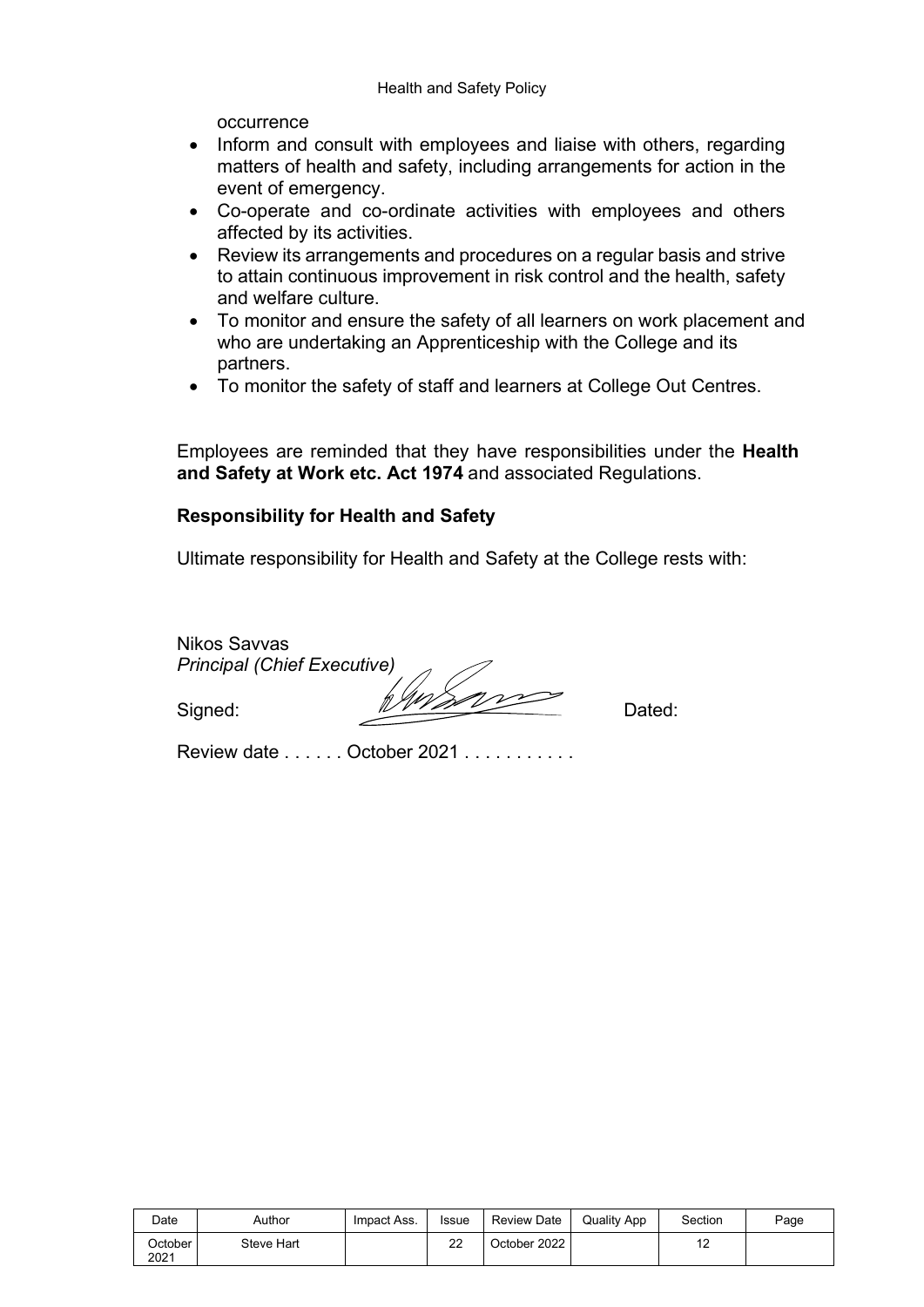occurrence

- Inform and consult with employees and liaise with others, regarding matters of health and safety, including arrangements for action in the event of emergency.
- Co-operate and co-ordinate activities with employees and others affected by its activities.
- Review its arrangements and procedures on a regular basis and strive to attain continuous improvement in risk control and the health, safety and welfare culture.
- To monitor and ensure the safety of all learners on work placement and who are undertaking an Apprenticeship with the College and its partners.
- To monitor the safety of staff and learners at College Out Centres.

Employees are reminded that they have responsibilities under the **Health and Safety at Work etc. Act 1974** and associated Regulations.

**Responsibility for Health and Safety**

Ultimate responsibility for Health and Safety at the College rests with:

Nikos Savvas
*Principal (Chief Executive)*

Signed: Dated:

Review date . . . . . . October 2021 . . . . . . . . . . .

| Date | Author | Impact Ass. | Issue | Review Date | Quality App | Section | Page |
|---|---|---|---|---|---|---|---|
| October 2021 | Steve Hart | | 22 | October 2022 | | 12 | |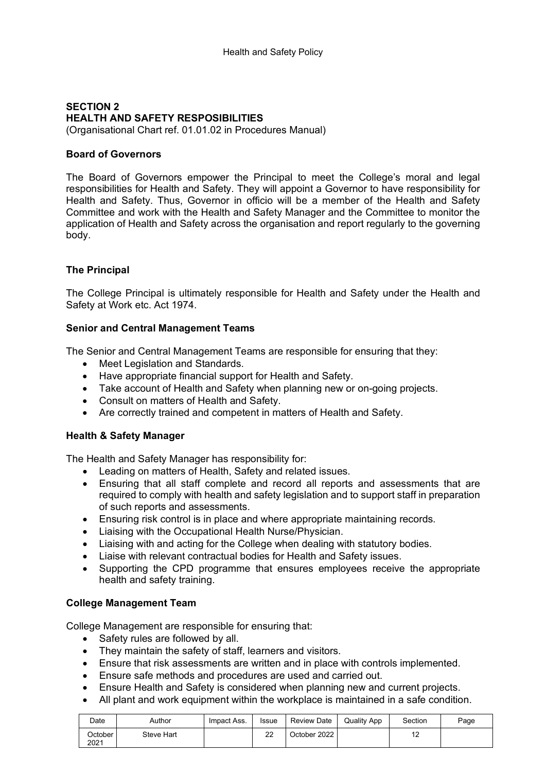## SECTION 2
## HEALTH AND SAFETY RESPOSIBILITIES

(Organisational Chart ref. 01.01.02 in Procedures Manual)

### Board of Governors

The Board of Governors empower the Principal to meet the College's moral and legal responsibilities for Health and Safety. They will appoint a Governor to have responsibility for Health and Safety. Thus, Governor in officio will be a member of the Health and Safety Committee and work with the Health and Safety Manager and the Committee to monitor the application of Health and Safety across the organisation and report regularly to the governing body.

### The Principal

The College Principal is ultimately responsible for Health and Safety under the Health and Safety at Work etc. Act 1974.

### Senior and Central Management Teams

The Senior and Central Management Teams are responsible for ensuring that they:

- Meet Legislation and Standards.
- Have appropriate financial support for Health and Safety.
- Take account of Health and Safety when planning new or on-going projects.
- Consult on matters of Health and Safety.
- Are correctly trained and competent in matters of Health and Safety.

### Health & Safety Manager

The Health and Safety Manager has responsibility for:

- Leading on matters of Health, Safety and related issues.
- Ensuring that all staff complete and record all reports and assessments that are required to comply with health and safety legislation and to support staff in preparation of such reports and assessments.
- Ensuring risk control is in place and where appropriate maintaining records.
- Liaising with the Occupational Health Nurse/Physician.
- Liaising with and acting for the College when dealing with statutory bodies.
- Liaise with relevant contractual bodies for Health and Safety issues.
- Supporting the CPD programme that ensures employees receive the appropriate health and safety training.

### College Management Team

College Management are responsible for ensuring that:

- Safety rules are followed by all.
- They maintain the safety of staff, learners and visitors.
- Ensure that risk assessments are written and in place with controls implemented.
- Ensure safe methods and procedures are used and carried out.
- Ensure Health and Safety is considered when planning new and current projects.
- All plant and work equipment within the workplace is maintained in a safe condition.

| Date | Author | Impact Ass. | Issue | Review Date | Quality App | Section | Page |
|---|---|---|---|---|---|---|---|
| October 2021 | Steve Hart | | 22 | October 2022 | | 12 | |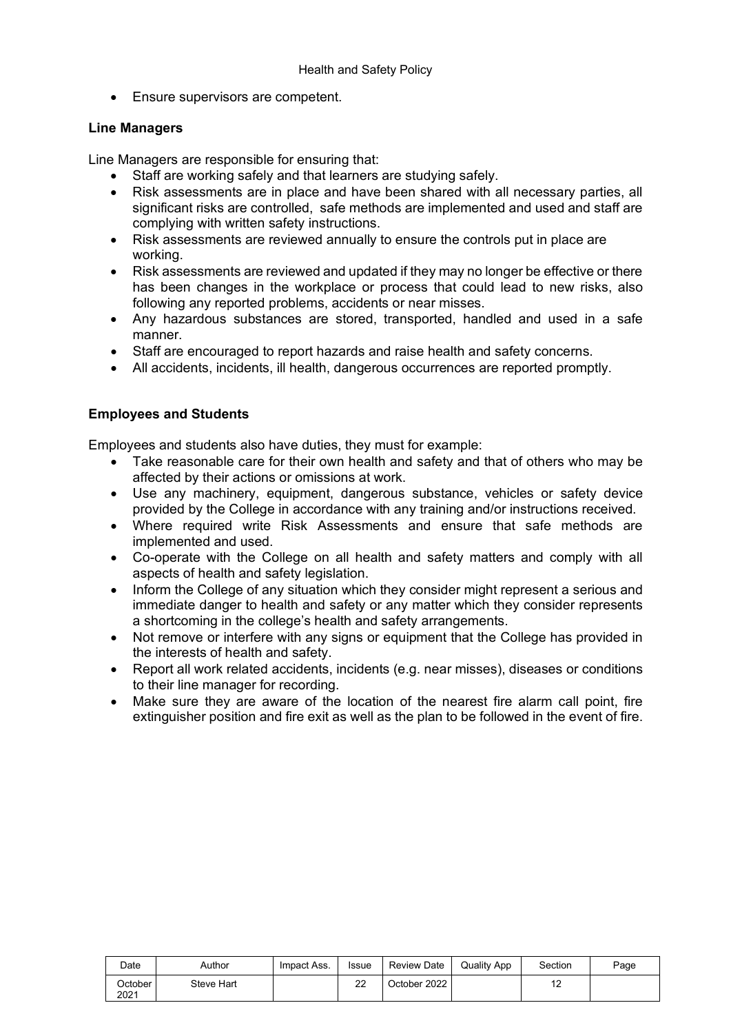- Ensure supervisors are competent.

**Line Managers**

Line Managers are responsible for ensuring that:

- Staff are working safely and that learners are studying safely.
- Risk assessments are in place and have been shared with all necessary parties, all significant risks are controlled, safe methods are implemented and used and staff are complying with written safety instructions.
- Risk assessments are reviewed annually to ensure the controls put in place are working.
- Risk assessments are reviewed and updated if they may no longer be effective or there has been changes in the workplace or process that could lead to new risks, also following any reported problems, accidents or near misses.
- Any hazardous substances are stored, transported, handled and used in a safe manner.
- Staff are encouraged to report hazards and raise health and safety concerns.
- All accidents, incidents, ill health, dangerous occurrences are reported promptly.

**Employees and Students**

Employees and students also have duties, they must for example:

- Take reasonable care for their own health and safety and that of others who may be affected by their actions or omissions at work.
- Use any machinery, equipment, dangerous substance, vehicles or safety device provided by the College in accordance with any training and/or instructions received.
- Where required write Risk Assessments and ensure that safe methods are implemented and used.
- Co-operate with the College on all health and safety matters and comply with all aspects of health and safety legislation.
- Inform the College of any situation which they consider might represent a serious and immediate danger to health and safety or any matter which they consider represents a shortcoming in the college's health and safety arrangements.
- Not remove or interfere with any signs or equipment that the College has provided in the interests of health and safety.
- Report all work related accidents, incidents (e.g. near misses), diseases or conditions to their line manager for recording.
- Make sure they are aware of the location of the nearest fire alarm call point, fire extinguisher position and fire exit as well as the plan to be followed in the event of fire.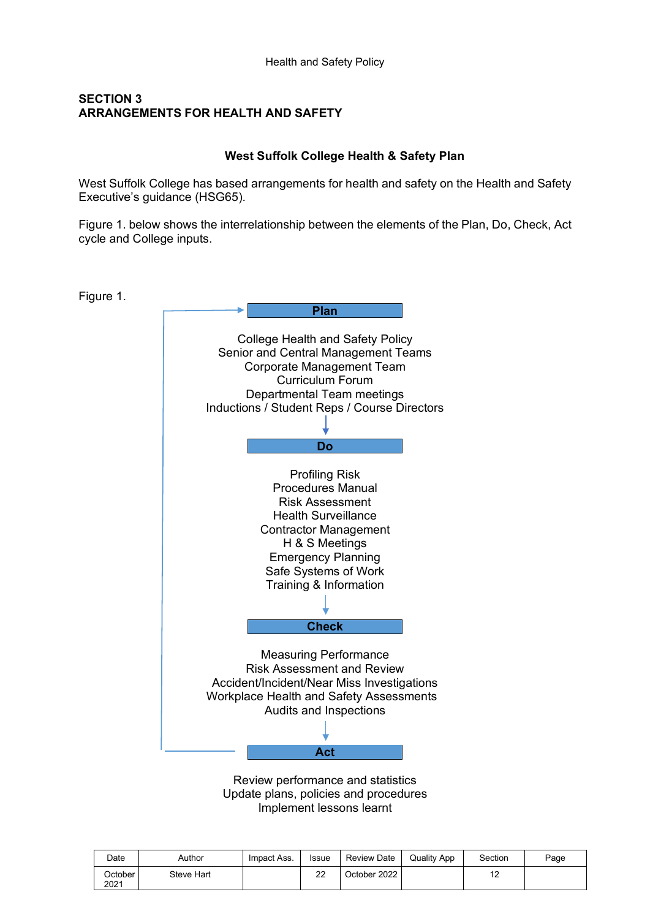## SECTION 3
## ARRANGEMENTS FOR HEALTH AND SAFETY

### West Suffolk College Health & Safety Plan

West Suffolk College has based arrangements for health and safety on the Health and Safety Executive's guidance (HSG65).

Figure 1. below shows the interrelationship between the elements of the Plan, Do, Check, Act cycle and College inputs.

Figure 1.

**Plan**

College Health and Safety Policy
Senior and Central Management Teams
Corporate Management Team
Curriculum Forum
Departmental Team meetings
Inductions / Student Reps / Course Directors

↓

**Do**

Profiling Risk
Procedures Manual
Risk Assessment
Health Surveillance
Contractor Management
H & S Meetings
Emergency Planning
Safe Systems of Work
Training & Information

↓

**Check**

Measuring Performance
Risk Assessment and Review
Accident/Incident/Near Miss Investigations
Workplace Health and Safety Assessments
Audits and Inspections

↓

**Act**

Review performance and statistics
Update plans, policies and procedures
Implement lessons learnt

| Date | Author | Impact Ass. | Issue | Review Date | Quality App | Section | Page |
|---|---|---|---|---|---|---|---|
| October 2021 | Steve Hart | | 22 | October 2022 | | 12 | |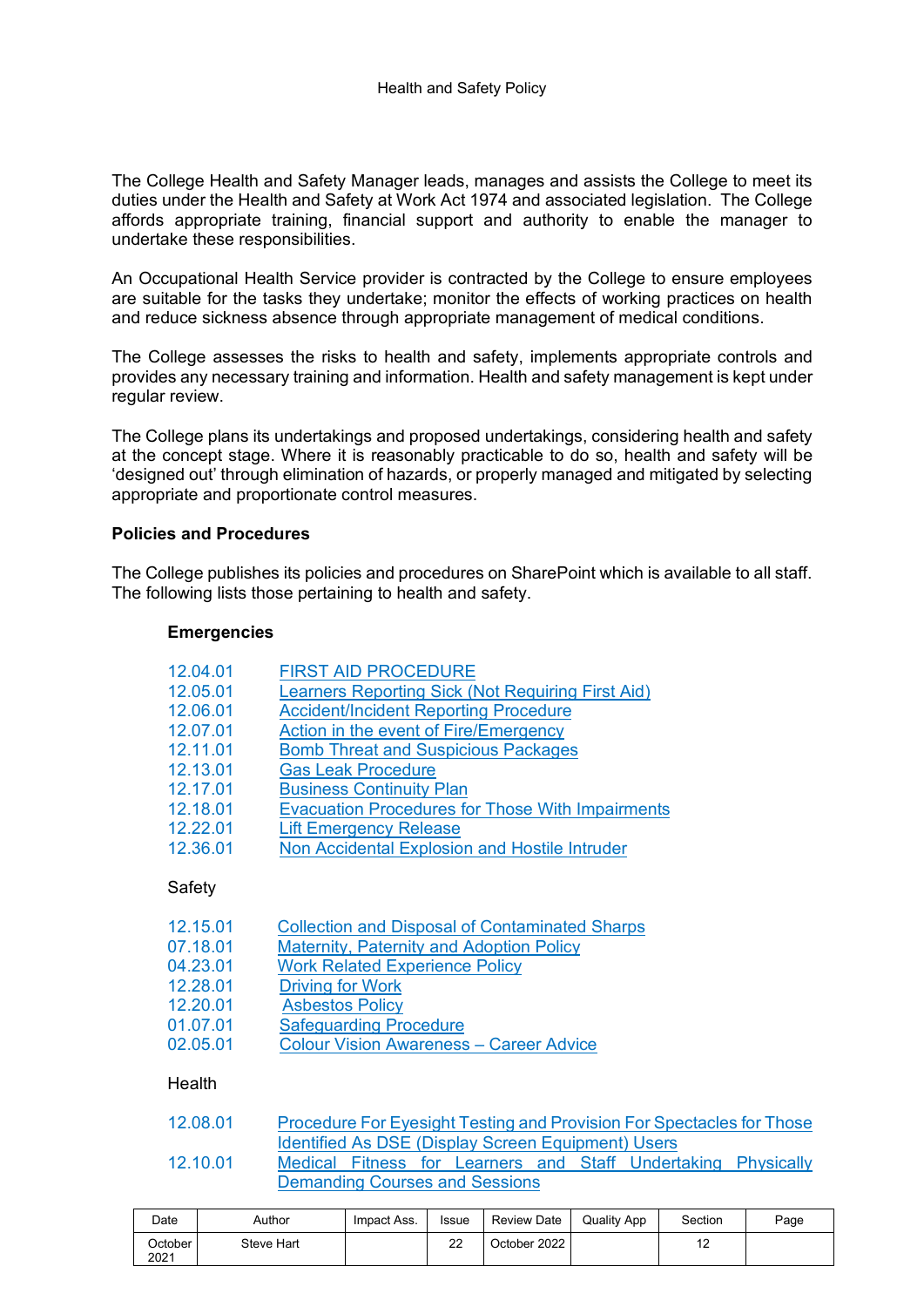The College Health and Safety Manager leads, manages and assists the College to meet its duties under the Health and Safety at Work Act 1974 and associated legislation. The College affords appropriate training, financial support and authority to enable the manager to undertake these responsibilities.

An Occupational Health Service provider is contracted by the College to ensure employees are suitable for the tasks they undertake; monitor the effects of working practices on health and reduce sickness absence through appropriate management of medical conditions.

The College assesses the risks to health and safety, implements appropriate controls and provides any necessary training and information. Health and safety management is kept under regular review.

The College plans its undertakings and proposed undertakings, considering health and safety at the concept stage. Where it is reasonably practicable to do so, health and safety will be 'designed out' through elimination of hazards, or properly managed and mitigated by selecting appropriate and proportionate control measures.

**Policies and Procedures**

The College publishes its policies and procedures on SharePoint which is available to all staff. The following lists those pertaining to health and safety.

**Emergencies**

- 12.04.01 FIRST AID PROCEDURE
- 12.05.01 Learners Reporting Sick (Not Requiring First Aid)
- 12.06.01 Accident/Incident Reporting Procedure
- 12.07.01 Action in the event of Fire/Emergency
- 12.11.01 Bomb Threat and Suspicious Packages
- 12.13.01 Gas Leak Procedure
- 12.17.01 Business Continuity Plan
- 12.18.01 Evacuation Procedures for Those With Impairments
- 12.22.01 Lift Emergency Release
- 12.36.01 Non Accidental Explosion and Hostile Intruder

Safety

- 12.15.01 Collection and Disposal of Contaminated Sharps
- 07.18.01 Maternity, Paternity and Adoption Policy
- 04.23.01 Work Related Experience Policy
- 12.28.01 Driving for Work
- 12.20.01 Asbestos Policy
- 01.07.01 Safeguarding Procedure
- 02.05.01 Colour Vision Awareness – Career Advice

Health

- 12.08.01 Procedure For Eyesight Testing and Provision For Spectacles for Those Identified As DSE (Display Screen Equipment) Users
- 12.10.01 Medical Fitness for Learners and Staff Undertaking Physically Demanding Courses and Sessions

| Date | Author | Impact Ass. | Issue | Review Date | Quality App | Section | Page |
|---|---|---|---|---|---|---|---|
| October 2021 | Steve Hart | | 22 | October 2022 | | 12 | |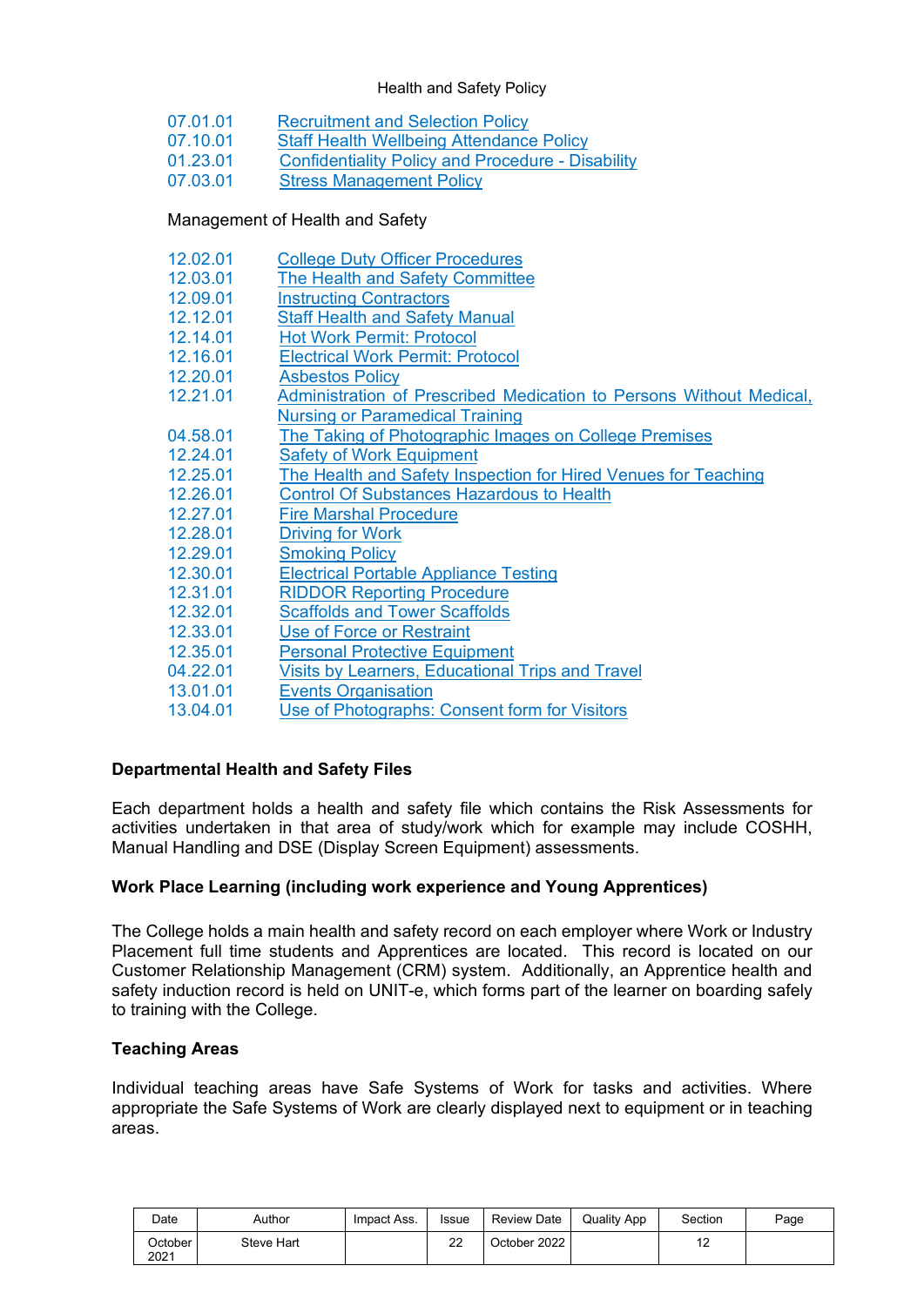| | |
|---|---|
| 07.01.01 | Recruitment and Selection Policy |
| 07.10.01 | Staff Health Wellbeing Attendance Policy |
| 01.23.01 | Confidentiality Policy and Procedure - Disability |
| 07.03.01 | Stress Management Policy |

Management of Health and Safety

| | |
|---|---|
| 12.02.01 | College Duty Officer Procedures |
| 12.03.01 | The Health and Safety Committee |
| 12.09.01 | Instructing Contractors |
| 12.12.01 | Staff Health and Safety Manual |
| 12.14.01 | Hot Work Permit: Protocol |
| 12.16.01 | Electrical Work Permit: Protocol |
| 12.20.01 | Asbestos Policy |
| 12.21.01 | Administration of Prescribed Medication to Persons Without Medical, Nursing or Paramedical Training |
| 04.58.01 | The Taking of Photographic Images on College Premises |
| 12.24.01 | Safety of Work Equipment |
| 12.25.01 | The Health and Safety Inspection for Hired Venues for Teaching |
| 12.26.01 | Control Of Substances Hazardous to Health |
| 12.27.01 | Fire Marshal Procedure |
| 12.28.01 | Driving for Work |
| 12.29.01 | Smoking Policy |
| 12.30.01 | Electrical Portable Appliance Testing |
| 12.31.01 | RIDDOR Reporting Procedure |
| 12.32.01 | Scaffolds and Tower Scaffolds |
| 12.33.01 | Use of Force or Restraint |
| 12.35.01 | Personal Protective Equipment |
| 04.22.01 | Visits by Learners, Educational Trips and Travel |
| 13.01.01 | Events Organisation |
| 13.04.01 | Use of Photographs: Consent form for Visitors |

**Departmental Health and Safety Files**

Each department holds a health and safety file which contains the Risk Assessments for activities undertaken in that area of study/work which for example may include COSHH, Manual Handling and DSE (Display Screen Equipment) assessments.

**Work Place Learning (including work experience and Young Apprentices)**

The College holds a main health and safety record on each employer where Work or Industry Placement full time students and Apprentices are located. This record is located on our Customer Relationship Management (CRM) system. Additionally, an Apprentice health and safety induction record is held on UNIT-e, which forms part of the learner on boarding safely to training with the College.

**Teaching Areas**

Individual teaching areas have Safe Systems of Work for tasks and activities. Where appropriate the Safe Systems of Work are clearly displayed next to equipment or in teaching areas.

| Date | Author | Impact Ass. | Issue | Review Date | Quality App | Section | Page |
|---|---|---|---|---|---|---|---|
| October 2021 | Steve Hart | | 22 | October 2022 | | 12 | |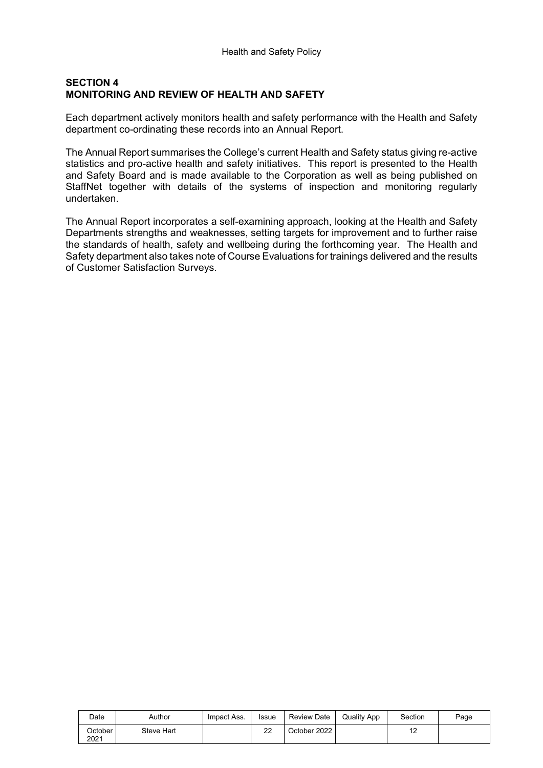## SECTION 4
## MONITORING AND REVIEW OF HEALTH AND SAFETY

Each department actively monitors health and safety performance with the Health and Safety department co-ordinating these records into an Annual Report.

The Annual Report summarises the College's current Health and Safety status giving re-active statistics and pro-active health and safety initiatives. This report is presented to the Health and Safety Board and is made available to the Corporation as well as being published on StaffNet together with details of the systems of inspection and monitoring regularly undertaken.

The Annual Report incorporates a self-examining approach, looking at the Health and Safety Departments strengths and weaknesses, setting targets for improvement and to further raise the standards of health, safety and wellbeing during the forthcoming year. The Health and Safety department also takes note of Course Evaluations for trainings delivered and the results of Customer Satisfaction Surveys.

| Date | Author | Impact Ass. | Issue | Review Date | Quality App | Section | Page |
|---|---|---|---|---|---|---|---|
| October 2021 | Steve Hart | | 22 | October 2022 | | 12 | |